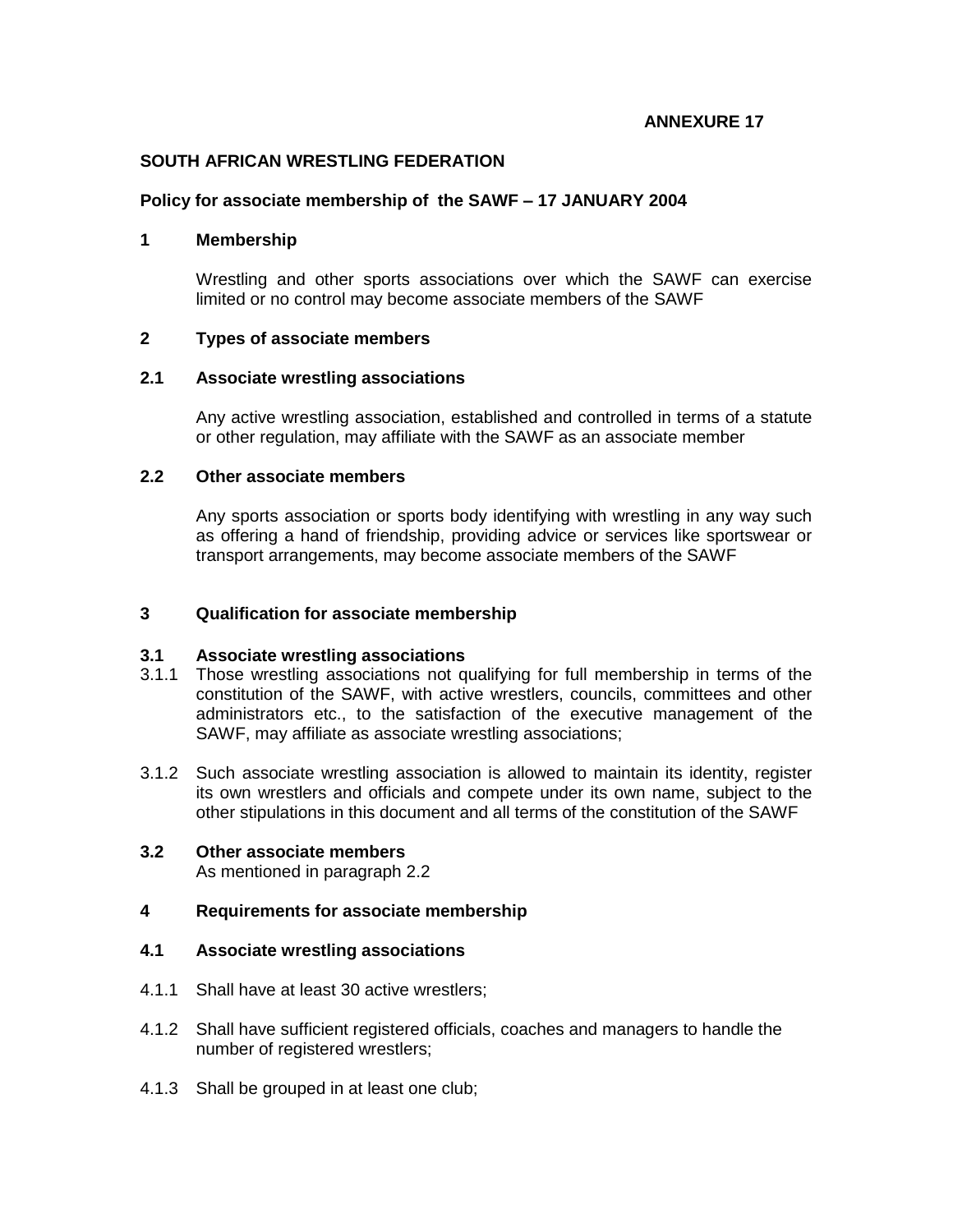**ANNEXURE 17**

**SOUTH AFRICAN WRESTLING FEDERATION**

**Policy for associate membership of the SAWF – 17 JANUARY 2004**

## 1 Membership

Wrestling and other sports associations over which the SAWF can exercise limited or no control may become associate members of the SAWF

## 2 Types of associate members

### 2.1 Associate wrestling associations

Any active wrestling association, established and controlled in terms of a statute or other regulation, may affiliate with the SAWF as an associate member

### 2.2 Other associate members

Any sports association or sports body identifying with wrestling in any way such as offering a hand of friendship, providing advice or services like sportswear or transport arrangements, may become associate members of the SAWF

## 3 Qualification for associate membership

### 3.1 Associate wrestling associations

3.1.1 Those wrestling associations not qualifying for full membership in terms of the constitution of the SAWF, with active wrestlers, councils, committees and other administrators etc., to the satisfaction of the executive management of the SAWF, may affiliate as associate wrestling associations;

3.1.2 Such associate wrestling association is allowed to maintain its identity, register its own wrestlers and officials and compete under its own name, subject to the other stipulations in this document and all terms of the constitution of the SAWF

### 3.2 Other associate members

As mentioned in paragraph 2.2

## 4 Requirements for associate membership

### 4.1 Associate wrestling associations

4.1.1 Shall have at least 30 active wrestlers;

4.1.2 Shall have sufficient registered officials, coaches and managers to handle the number of registered wrestlers;

4.1.3 Shall be grouped in at least one club;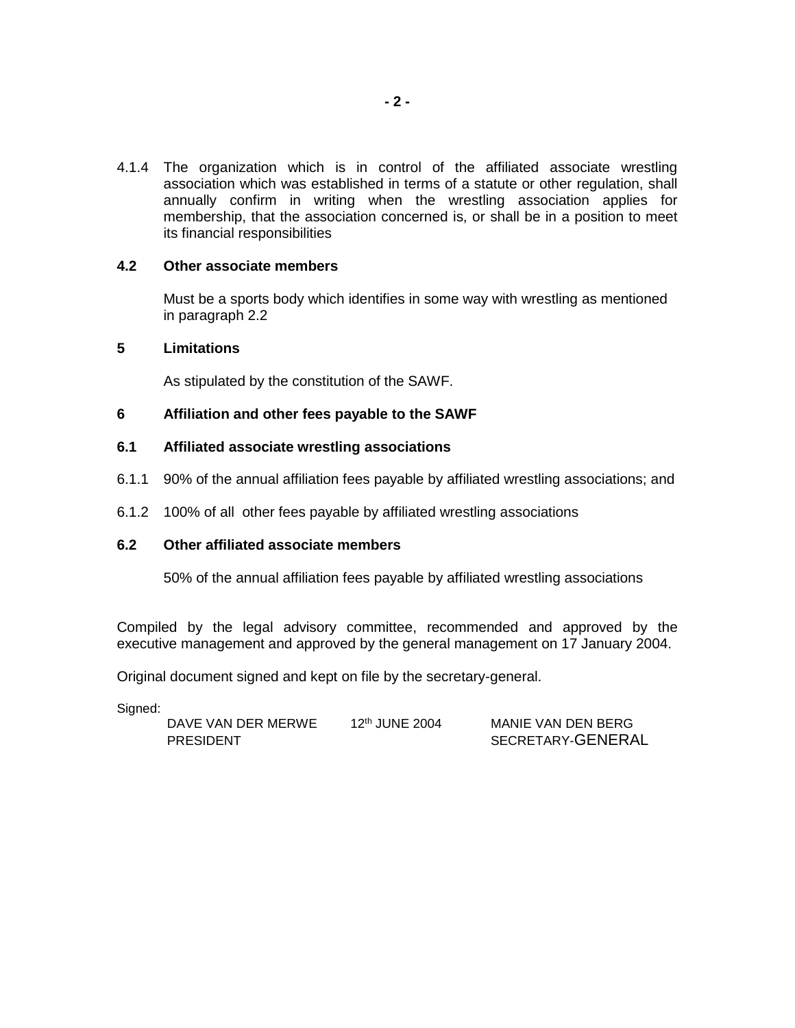4.1.4 The organization which is in control of the affiliated associate wrestling association which was established in terms of a statute or other regulation, shall annually confirm in writing when the wrestling association applies for membership, that the association concerned is, or shall be in a position to meet its financial responsibilities

**4.2 Other associate members**

Must be a sports body which identifies in some way with wrestling as mentioned in paragraph 2.2

**5 Limitations**

As stipulated by the constitution of the SAWF.

**6 Affiliation and other fees payable to the SAWF**

**6.1 Affiliated associate wrestling associations**

6.1.1 90% of the annual affiliation fees payable by affiliated wrestling associations; and

6.1.2 100% of all other fees payable by affiliated wrestling associations

**6.2 Other affiliated associate members**

50% of the annual affiliation fees payable by affiliated wrestling associations

Compiled by the legal advisory committee, recommended and approved by the executive management and approved by the general management on 17 January 2004.

Original document signed and kept on file by the secretary-general.

Signed:

| | | |
|---|---|---|
| DAVE VAN DER MERWE | 12th JUNE 2004 | MANIE VAN DEN BERG |
| PRESIDENT | | SECRETARY-GENERAL |